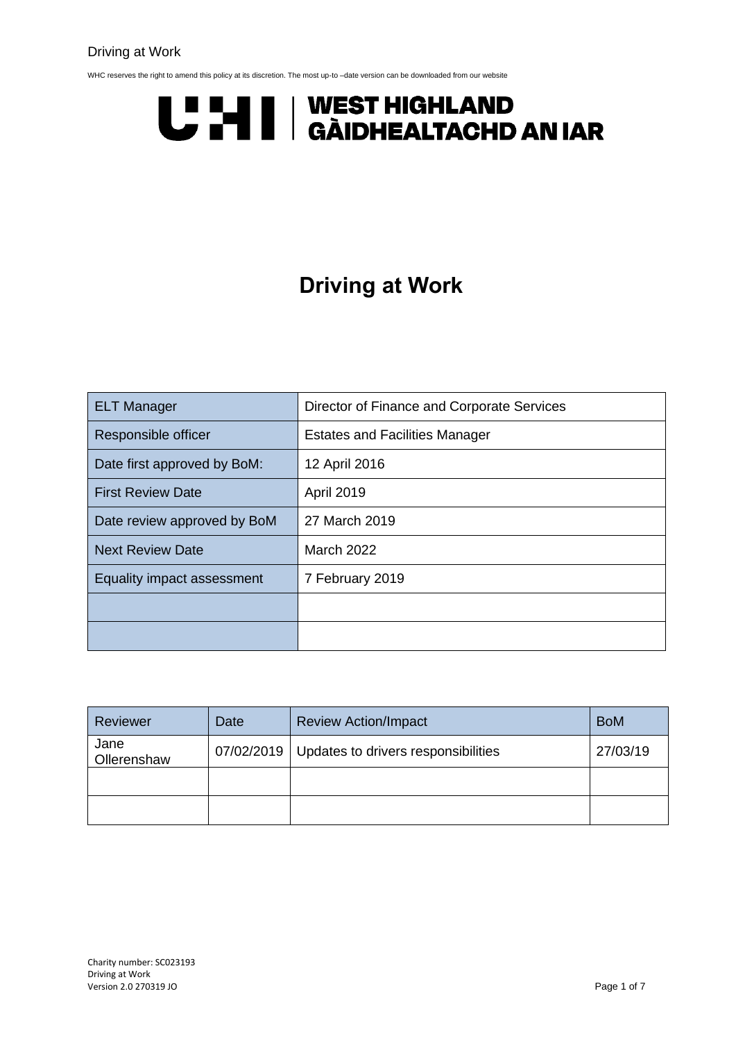WHC reserves the right to amend this policy at its discretion. The most up-to –date version can be downloaded from our website

UHI | WEST HIGHLAND
GÀIDHEALTACHD AN IAR

# Driving at Work

| ELT Manager | Director of Finance and Corporate Services |
|---|---|
| Responsible officer | Estates and Facilities Manager |
| Date first approved by BoM: | 12 April 2016 |
| First Review Date | April 2019 |
| Date review approved by BoM | 27 March 2019 |
| Next Review Date | March 2022 |
| Equality impact assessment | 7 February 2019 |
| | |
| | |

| Reviewer | Date | Review Action/Impact | BoM |
|---|---|---|---|
| Jane Ollerenshaw | 07/02/2019 | Updates to drivers responsibilities | 27/03/19 |
| | | | |
| | | | |

Charity number: SC023193
Driving at Work
Version 2.0 270319 JO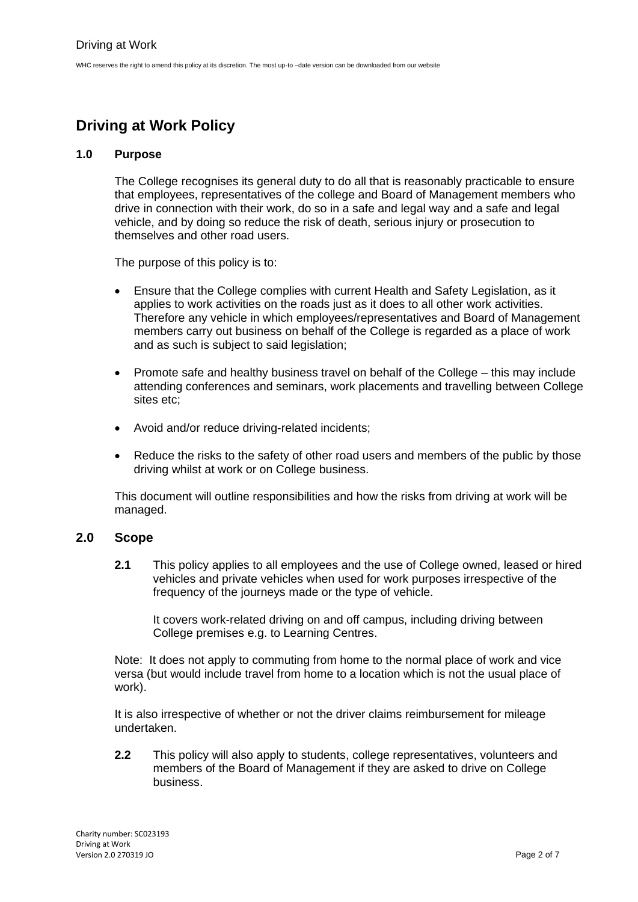# Driving at Work Policy

## 1.0 Purpose

The College recognises its general duty to do all that is reasonably practicable to ensure that employees, representatives of the college and Board of Management members who drive in connection with their work, do so in a safe and legal way and a safe and legal vehicle, and by doing so reduce the risk of death, serious injury or prosecution to themselves and other road users.

The purpose of this policy is to:

- Ensure that the College complies with current Health and Safety Legislation, as it applies to work activities on the roads just as it does to all other work activities. Therefore any vehicle in which employees/representatives and Board of Management members carry out business on behalf of the College is regarded as a place of work and as such is subject to said legislation;
- Promote safe and healthy business travel on behalf of the College – this may include attending conferences and seminars, work placements and travelling between College sites etc;
- Avoid and/or reduce driving-related incidents;
- Reduce the risks to the safety of other road users and members of the public by those driving whilst at work or on College business.

This document will outline responsibilities and how the risks from driving at work will be managed.

## 2.0 Scope

**2.1** This policy applies to all employees and the use of College owned, leased or hired vehicles and private vehicles when used for work purposes irrespective of the frequency of the journeys made or the type of vehicle.

It covers work-related driving on and off campus, including driving between College premises e.g. to Learning Centres.

Note: It does not apply to commuting from home to the normal place of work and vice versa (but would include travel from home to a location which is not the usual place of work).

It is also irrespective of whether or not the driver claims reimbursement for mileage undertaken.

**2.2** This policy will also apply to students, college representatives, volunteers and members of the Board of Management if they are asked to drive on College business.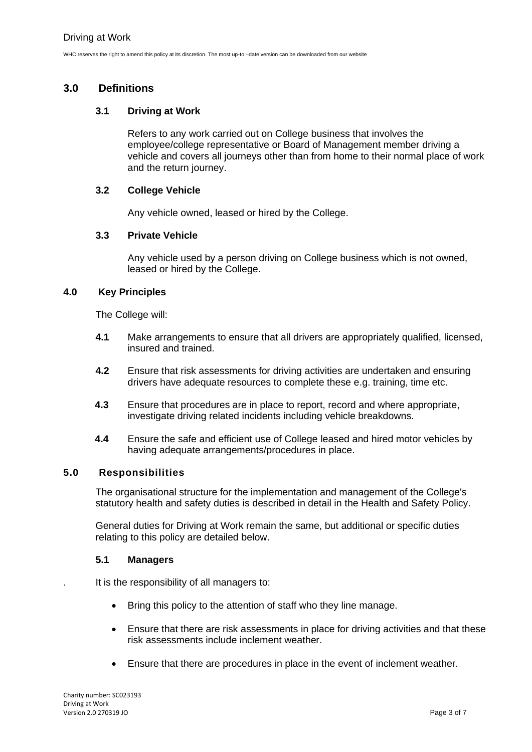## 3.0 Definitions

### 3.1 Driving at Work

Refers to any work carried out on College business that involves the employee/college representative or Board of Management member driving a vehicle and covers all journeys other than from home to their normal place of work and the return journey.

### 3.2 College Vehicle

Any vehicle owned, leased or hired by the College.

### 3.3 Private Vehicle

Any vehicle used by a person driving on College business which is not owned, leased or hired by the College.

## 4.0 Key Principles

The College will:

**4.1** Make arrangements to ensure that all drivers are appropriately qualified, licensed, insured and trained.

**4.2** Ensure that risk assessments for driving activities are undertaken and ensuring drivers have adequate resources to complete these e.g. training, time etc.

**4.3** Ensure that procedures are in place to report, record and where appropriate, investigate driving related incidents including vehicle breakdowns.

**4.4** Ensure the safe and efficient use of College leased and hired motor vehicles by having adequate arrangements/procedures in place.

## 5.0 Responsibilities

The organisational structure for the implementation and management of the College's statutory health and safety duties is described in detail in the Health and Safety Policy.

General duties for Driving at Work remain the same, but additional or specific duties relating to this policy are detailed below.

### 5.1 Managers

It is the responsibility of all managers to:

- Bring this policy to the attention of staff who they line manage.
- Ensure that there are risk assessments in place for driving activities and that these risk assessments include inclement weather.
- Ensure that there are procedures in place in the event of inclement weather.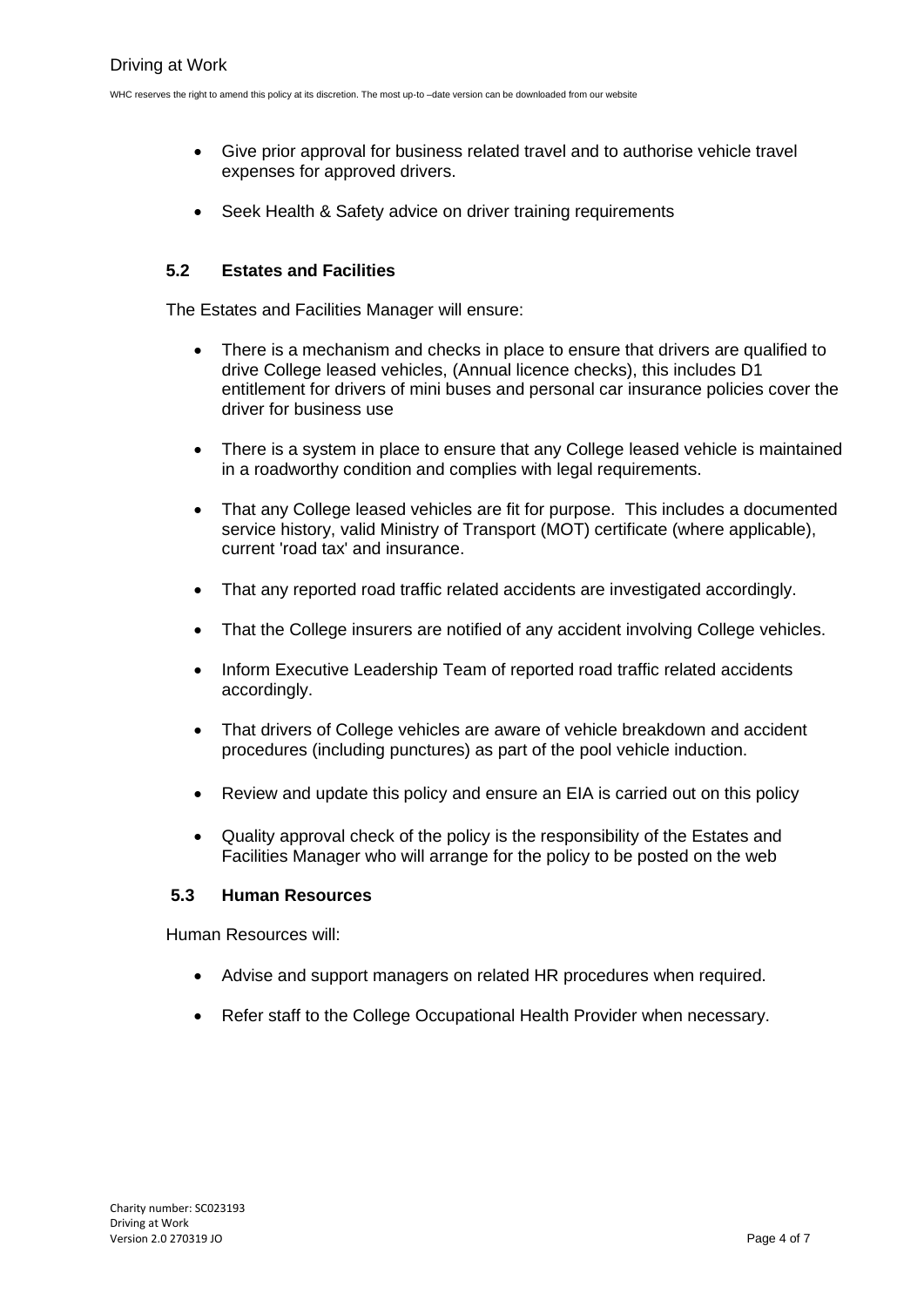- Give prior approval for business related travel and to authorise vehicle travel expenses for approved drivers.

- Seek Health & Safety advice on driver training requirements

### 5.2 Estates and Facilities

The Estates and Facilities Manager will ensure:

- There is a mechanism and checks in place to ensure that drivers are qualified to drive College leased vehicles, (Annual licence checks), this includes D1 entitlement for drivers of mini buses and personal car insurance policies cover the driver for business use

- There is a system in place to ensure that any College leased vehicle is maintained in a roadworthy condition and complies with legal requirements.

- That any College leased vehicles are fit for purpose. This includes a documented service history, valid Ministry of Transport (MOT) certificate (where applicable), current 'road tax' and insurance.

- That any reported road traffic related accidents are investigated accordingly.

- That the College insurers are notified of any accident involving College vehicles.

- Inform Executive Leadership Team of reported road traffic related accidents accordingly.

- That drivers of College vehicles are aware of vehicle breakdown and accident procedures (including punctures) as part of the pool vehicle induction.

- Review and update this policy and ensure an EIA is carried out on this policy

- Quality approval check of the policy is the responsibility of the Estates and Facilities Manager who will arrange for the policy to be posted on the web

### 5.3 Human Resources

Human Resources will:

- Advise and support managers on related HR procedures when required.

- Refer staff to the College Occupational Health Provider when necessary.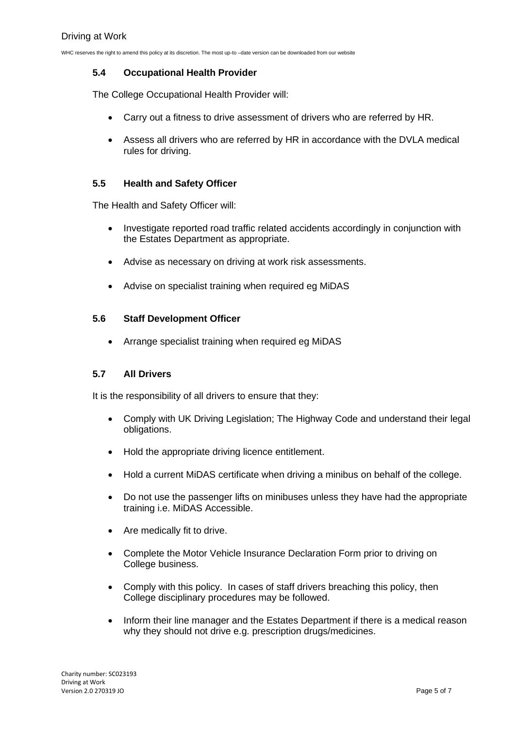### 5.4 Occupational Health Provider

The College Occupational Health Provider will:

- Carry out a fitness to drive assessment of drivers who are referred by HR.
- Assess all drivers who are referred by HR in accordance with the DVLA medical rules for driving.

### 5.5 Health and Safety Officer

The Health and Safety Officer will:

- Investigate reported road traffic related accidents accordingly in conjunction with the Estates Department as appropriate.
- Advise as necessary on driving at work risk assessments.
- Advise on specialist training when required eg MiDAS

### 5.6 Staff Development Officer

- Arrange specialist training when required eg MiDAS

### 5.7 All Drivers

It is the responsibility of all drivers to ensure that they:

- Comply with UK Driving Legislation; The Highway Code and understand their legal obligations.
- Hold the appropriate driving licence entitlement.
- Hold a current MiDAS certificate when driving a minibus on behalf of the college.
- Do not use the passenger lifts on minibuses unless they have had the appropriate training i.e. MiDAS Accessible.
- Are medically fit to drive.
- Complete the Motor Vehicle Insurance Declaration Form prior to driving on College business.
- Comply with this policy. In cases of staff drivers breaching this policy, then College disciplinary procedures may be followed.
- Inform their line manager and the Estates Department if there is a medical reason why they should not drive e.g. prescription drugs/medicines.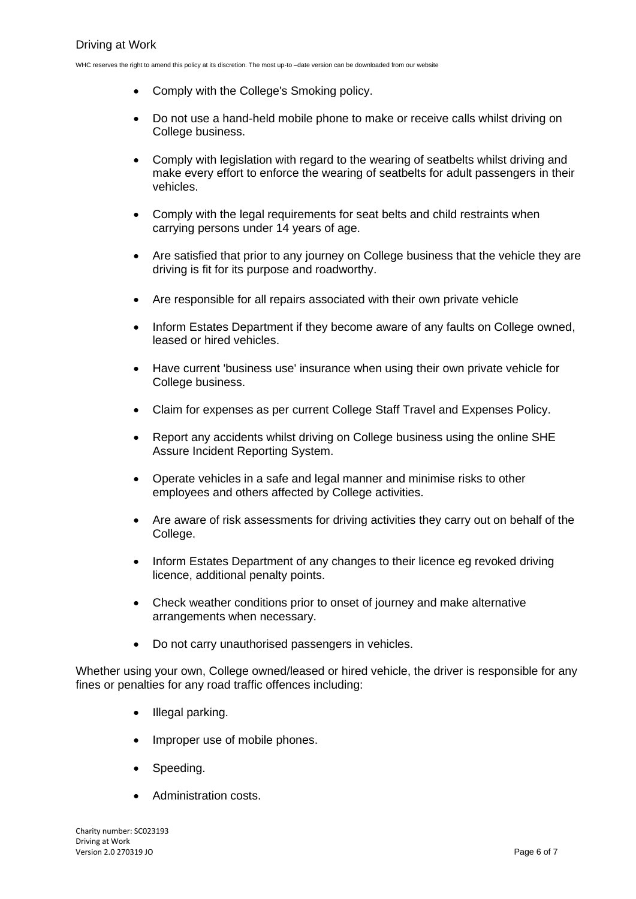- Comply with the College's Smoking policy.
- Do not use a hand-held mobile phone to make or receive calls whilst driving on College business.
- Comply with legislation with regard to the wearing of seatbelts whilst driving and make every effort to enforce the wearing of seatbelts for adult passengers in their vehicles.
- Comply with the legal requirements for seat belts and child restraints when carrying persons under 14 years of age.
- Are satisfied that prior to any journey on College business that the vehicle they are driving is fit for its purpose and roadworthy.
- Are responsible for all repairs associated with their own private vehicle
- Inform Estates Department if they become aware of any faults on College owned, leased or hired vehicles.
- Have current 'business use' insurance when using their own private vehicle for College business.
- Claim for expenses as per current College Staff Travel and Expenses Policy.
- Report any accidents whilst driving on College business using the online SHE Assure Incident Reporting System.
- Operate vehicles in a safe and legal manner and minimise risks to other employees and others affected by College activities.
- Are aware of risk assessments for driving activities they carry out on behalf of the College.
- Inform Estates Department of any changes to their licence eg revoked driving licence, additional penalty points.
- Check weather conditions prior to onset of journey and make alternative arrangements when necessary.
- Do not carry unauthorised passengers in vehicles.

Whether using your own, College owned/leased or hired vehicle, the driver is responsible for any fines or penalties for any road traffic offences including:

- Illegal parking.
- Improper use of mobile phones.
- Speeding.
- Administration costs.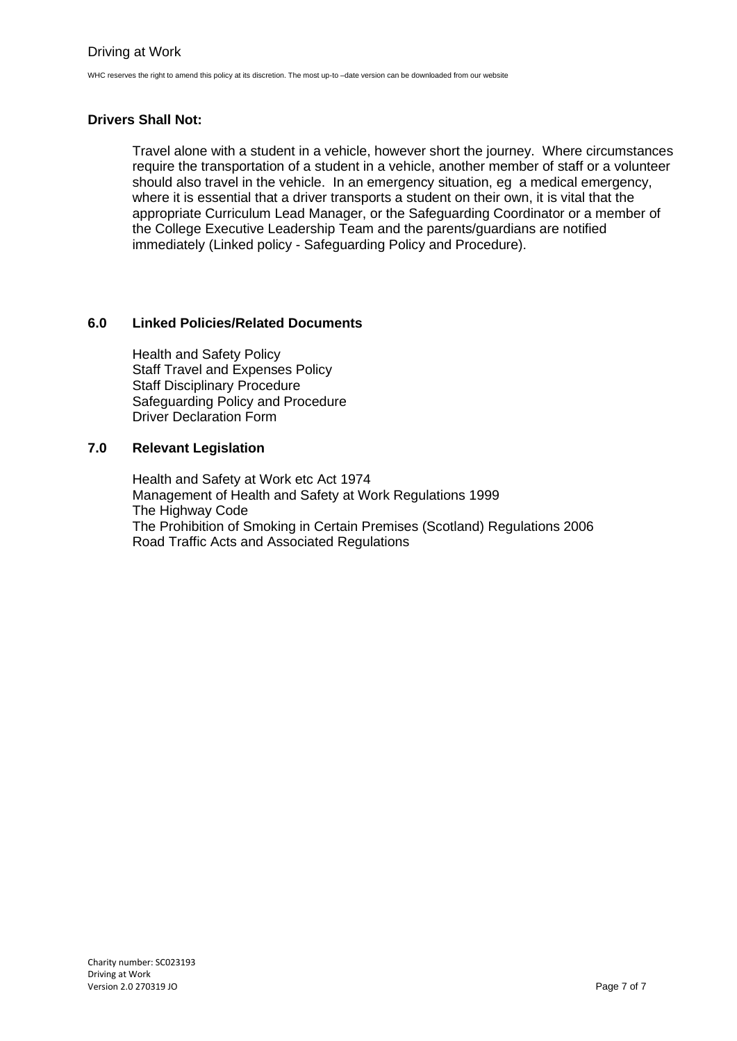**Drivers Shall Not:**

Travel alone with a student in a vehicle, however short the journey. Where circumstances require the transportation of a student in a vehicle, another member of staff or a volunteer should also travel in the vehicle. In an emergency situation, eg a medical emergency, where it is essential that a driver transports a student on their own, it is vital that the appropriate Curriculum Lead Manager, or the Safeguarding Coordinator or a member of the College Executive Leadership Team and the parents/guardians are notified immediately (Linked policy - Safeguarding Policy and Procedure).

## 6.0 Linked Policies/Related Documents

Health and Safety Policy
Staff Travel and Expenses Policy
Staff Disciplinary Procedure
Safeguarding Policy and Procedure
Driver Declaration Form

## 7.0 Relevant Legislation

Health and Safety at Work etc Act 1974
Management of Health and Safety at Work Regulations 1999
The Highway Code
The Prohibition of Smoking in Certain Premises (Scotland) Regulations 2006
Road Traffic Acts and Associated Regulations